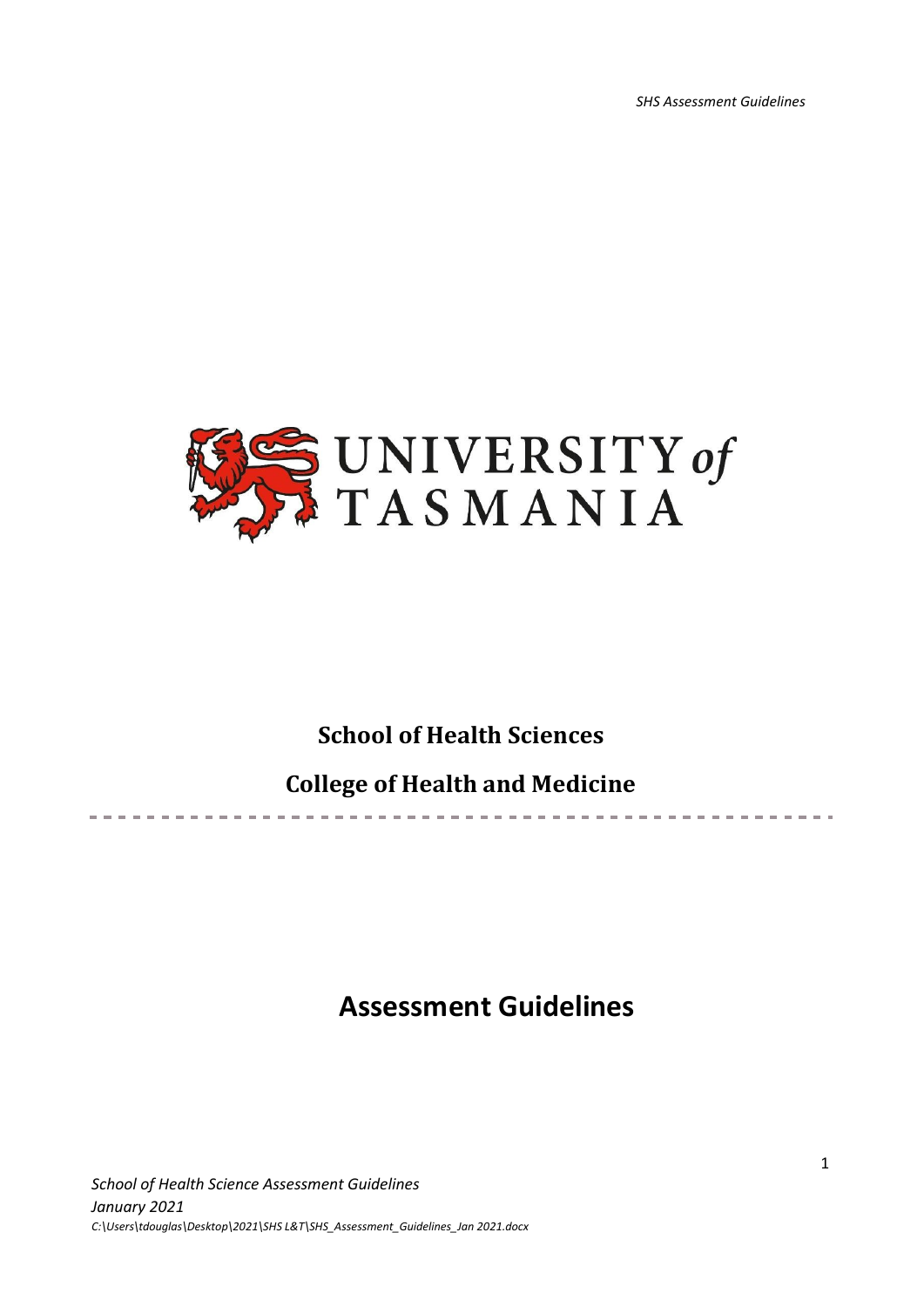UNIVERSITY of TASMANIA

**School of Health Sciences**

**College of Health and Medicine**

# Assessment Guidelines

*School of Health Science Assessment Guidelines*
*January 2021*
*C:\Users\tdouglas\Desktop\2021\SHS L&T\SHS_Assessment_Guidelines_Jan 2021.docx*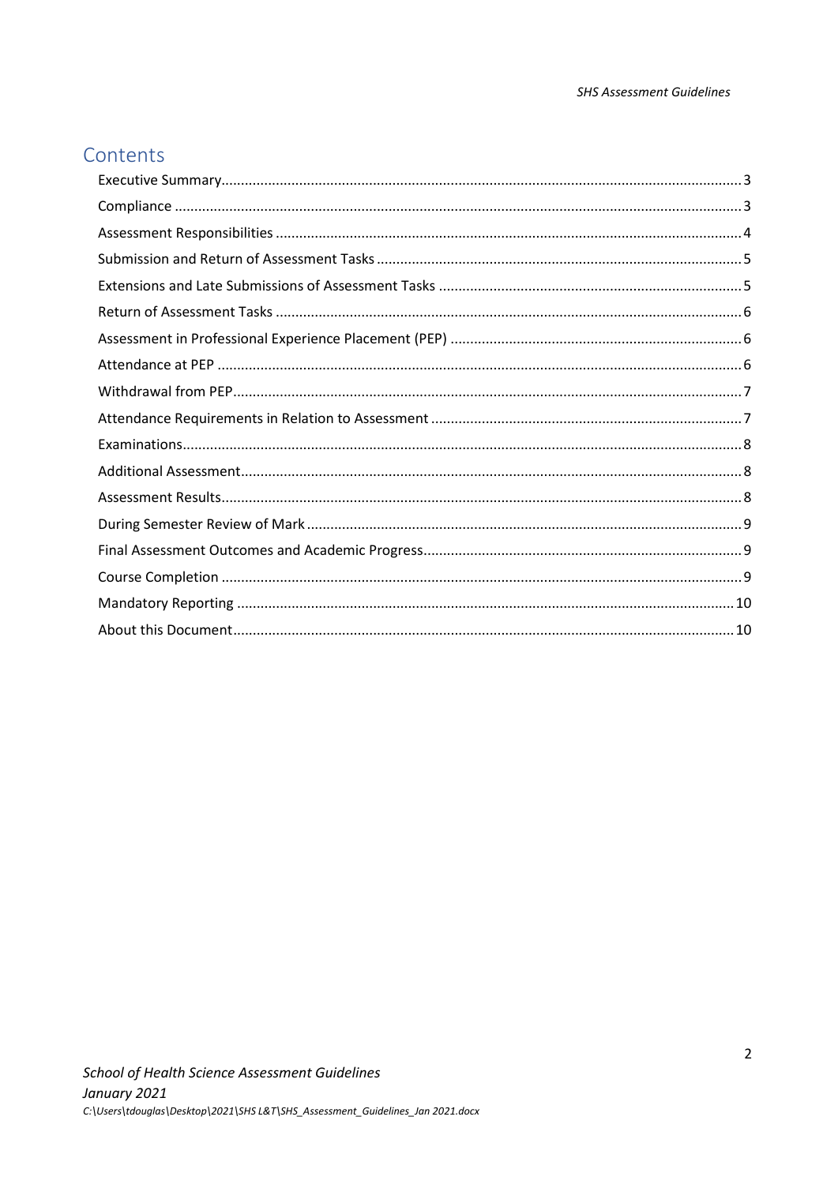## Contents

Executive Summary.....3
Compliance.....3
Assessment Responsibilities.....4
Submission and Return of Assessment Tasks.....5
Extensions and Late Submissions of Assessment Tasks.....5
Return of Assessment Tasks.....6
Assessment in Professional Experience Placement (PEP).....6
Attendance at PEP.....6
Withdrawal from PEP.....7
Attendance Requirements in Relation to Assessment.....7
Examinations.....8
Additional Assessment.....8
Assessment Results.....8
During Semester Review of Mark.....9
Final Assessment Outcomes and Academic Progress.....9
Course Completion.....9
Mandatory Reporting.....10
About this Document.....10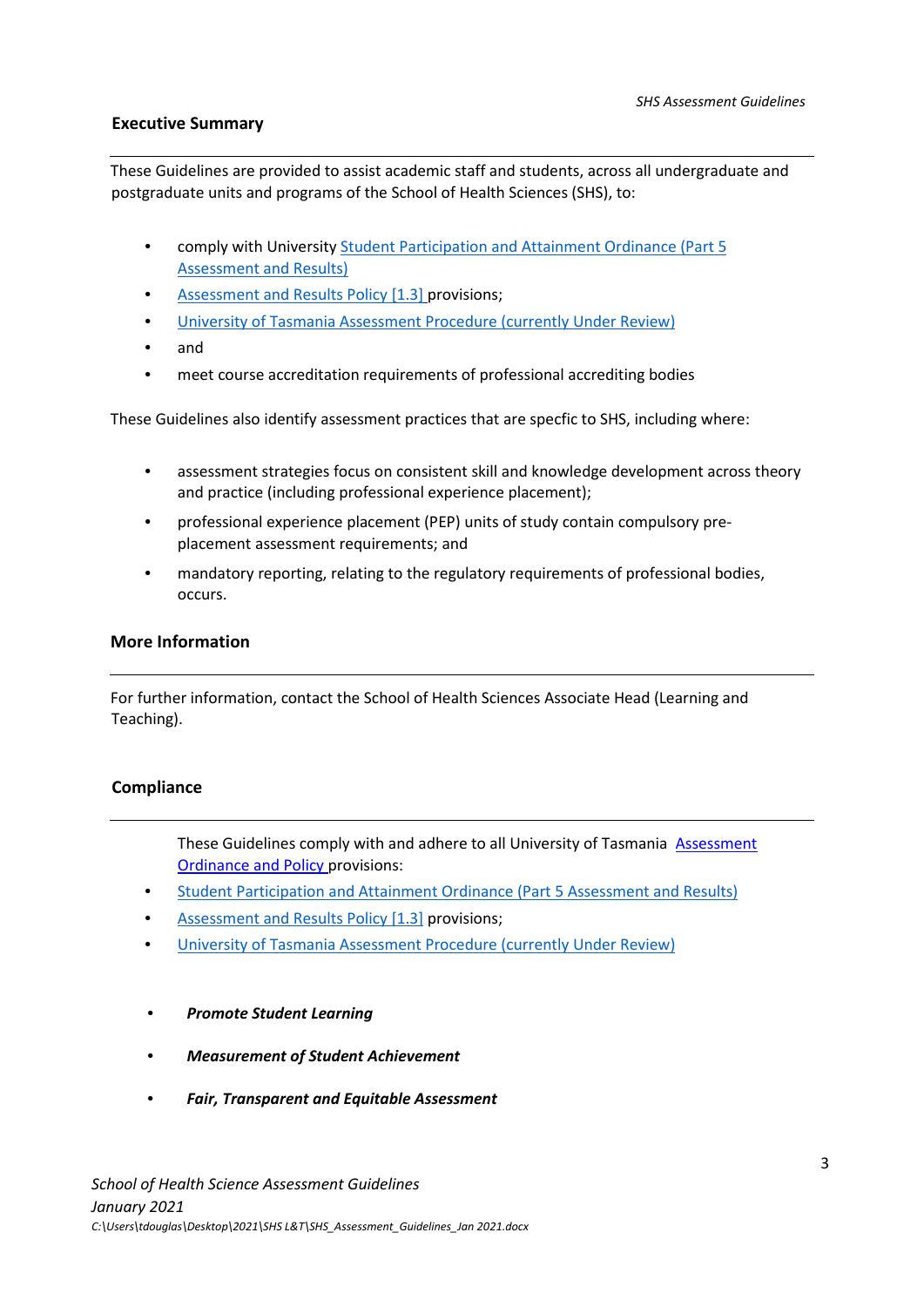## Executive Summary

These Guidelines are provided to assist academic staff and students, across all undergraduate and postgraduate units and programs of the School of Health Sciences (SHS), to:

- comply with University Student Participation and Attainment Ordinance (Part 5 Assessment and Results)
- Assessment and Results Policy [1.3] provisions;
- University of Tasmania Assessment Procedure (currently Under Review)
- and
- meet course accreditation requirements of professional accrediting bodies

These Guidelines also identify assessment practices that are specfic to SHS, including where:

- assessment strategies focus on consistent skill and knowledge development across theory and practice (including professional experience placement);
- professional experience placement (PEP) units of study contain compulsory pre-placement assessment requirements; and
- mandatory reporting, relating to the regulatory requirements of professional bodies, occurs.

## More Information

For further information, contact the School of Health Sciences Associate Head (Learning and Teaching).

## Compliance

These Guidelines comply with and adhere to all University of Tasmania Assessment Ordinance and Policy provisions:

- Student Participation and Attainment Ordinance (Part 5 Assessment and Results)
- Assessment and Results Policy [1.3] provisions;
- University of Tasmania Assessment Procedure (currently Under Review)

- ***Promote Student Learning***
- ***Measurement of Student Achievement***
- ***Fair, Transparent and Equitable Assessment***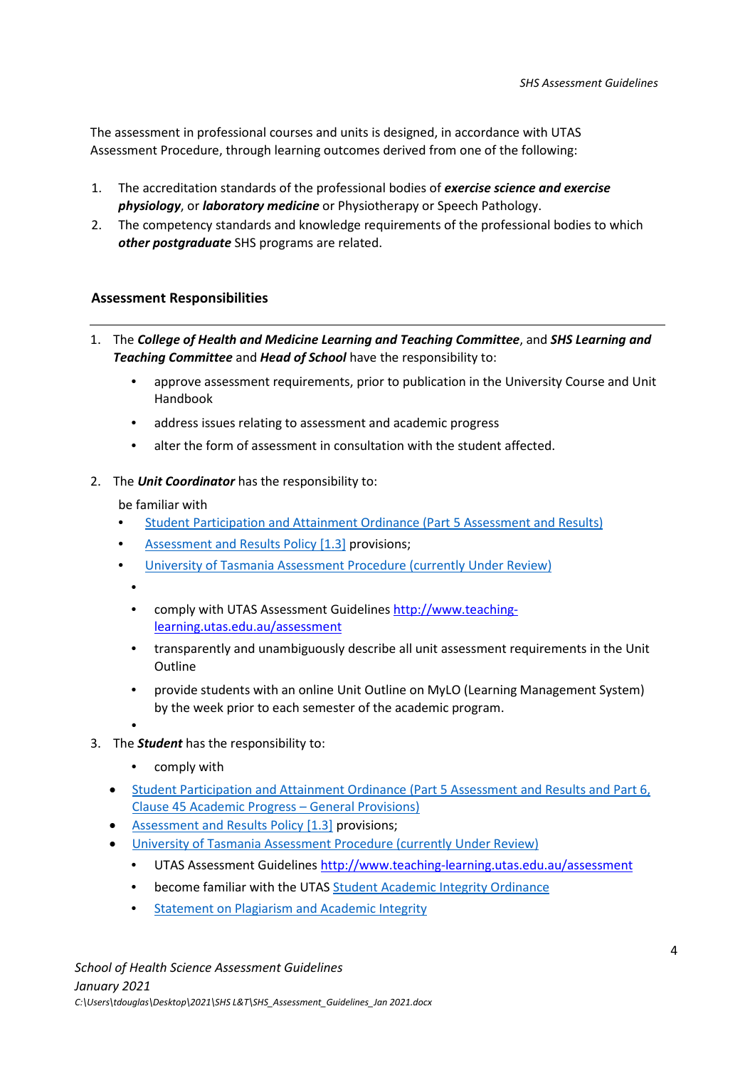The assessment in professional courses and units is designed, in accordance with UTAS Assessment Procedure, through learning outcomes derived from one of the following:

1. The accreditation standards of the professional bodies of ***exercise science and exercise physiology***, or ***laboratory medicine*** or Physiotherapy or Speech Pathology.
2. The competency standards and knowledge requirements of the professional bodies to which ***other postgraduate*** SHS programs are related.

## Assessment Responsibilities

1. The ***College of Health and Medicine Learning and Teaching Committee***, and ***SHS Learning and Teaching Committee*** and ***Head of School*** have the responsibility to:
   - approve assessment requirements, prior to publication in the University Course and Unit Handbook
   - address issues relating to assessment and academic progress
   - alter the form of assessment in consultation with the student affected.

2. The ***Unit Coordinator*** has the responsibility to:

   be familiar with
   - Student Participation and Attainment Ordinance (Part 5 Assessment and Results)
   - Assessment and Results Policy [1.3] provisions;
   - University of Tasmania Assessment Procedure (currently Under Review)
   - 
   - comply with UTAS Assessment Guidelines http://www.teaching-learning.utas.edu.au/assessment
   - transparently and unambiguously describe all unit assessment requirements in the Unit Outline
   - provide students with an online Unit Outline on MyLO (Learning Management System) by the week prior to each semester of the academic program.
   - 

3. The ***Student*** has the responsibility to:
   - comply with
   - Student Participation and Attainment Ordinance (Part 5 Assessment and Results and Part 6, Clause 45 Academic Progress – General Provisions)
   - Assessment and Results Policy [1.3] provisions;
   - University of Tasmania Assessment Procedure (currently Under Review)
   - UTAS Assessment Guidelines http://www.teaching-learning.utas.edu.au/assessment
   - become familiar with the UTAS Student Academic Integrity Ordinance
   - Statement on Plagiarism and Academic Integrity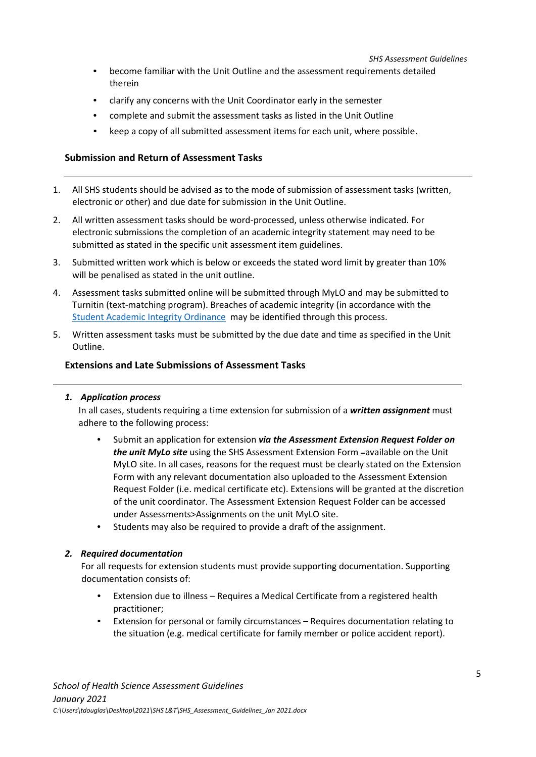- become familiar with the Unit Outline and the assessment requirements detailed therein
- clarify any concerns with the Unit Coordinator early in the semester
- complete and submit the assessment tasks as listed in the Unit Outline
- keep a copy of all submitted assessment items for each unit, where possible.

## Submission and Return of Assessment Tasks

1. All SHS students should be advised as to the mode of submission of assessment tasks (written, electronic or other) and due date for submission in the Unit Outline.
2. All written assessment tasks should be word-processed, unless otherwise indicated. For electronic submissions the completion of an academic integrity statement may need to be submitted as stated in the specific unit assessment item guidelines.
3. Submitted written work which is below or exceeds the stated word limit by greater than 10% will be penalised as stated in the unit outline.
4. Assessment tasks submitted online will be submitted through MyLO and may be submitted to Turnitin (text-matching program). Breaches of academic integrity (in accordance with the Student Academic Integrity Ordinance may be identified through this process.
5. Written assessment tasks must be submitted by the due date and time as specified in the Unit Outline.

## Extensions and Late Submissions of Assessment Tasks

### *1. Application process*

In all cases, students requiring a time extension for submission of a ***written assignment*** must adhere to the following process:

- Submit an application for extension ***via the Assessment Extension Request Folder on the unit MyLo site*** using the SHS Assessment Extension Form -available on the Unit MyLO site. In all cases, reasons for the request must be clearly stated on the Extension Form with any relevant documentation also uploaded to the Assessment Extension Request Folder (i.e. medical certificate etc). Extensions will be granted at the discretion of the unit coordinator. The Assessment Extension Request Folder can be accessed under Assessments>Assignments on the unit MyLO site.
- Students may also be required to provide a draft of the assignment.

### *2. Required documentation*

For all requests for extension students must provide supporting documentation. Supporting documentation consists of:

- Extension due to illness – Requires a Medical Certificate from a registered health practitioner;
- Extension for personal or family circumstances – Requires documentation relating to the situation (e.g. medical certificate for family member or police accident report).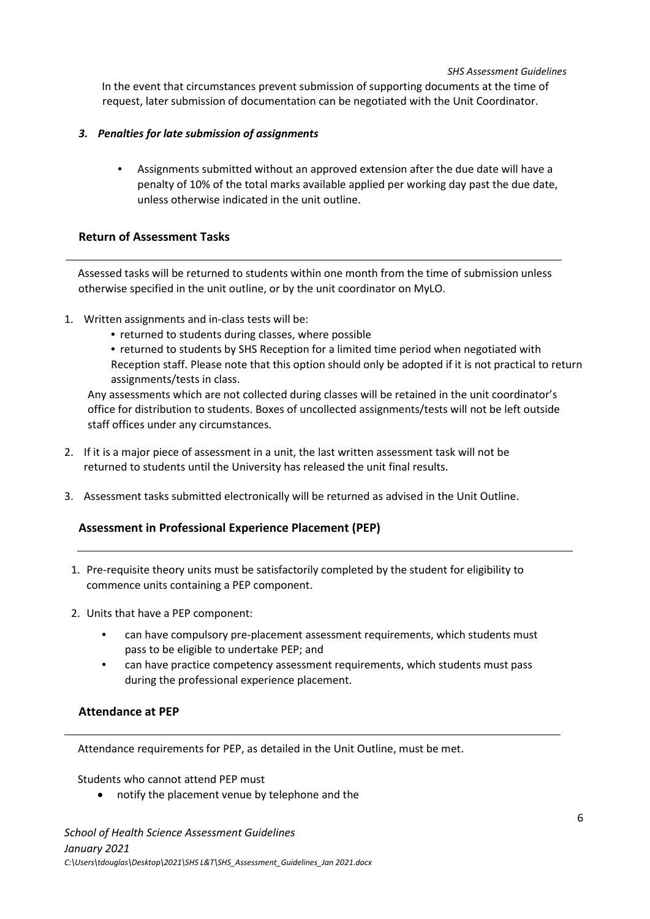In the event that circumstances prevent submission of supporting documents at the time of request, later submission of documentation can be negotiated with the Unit Coordinator.

### *3. Penalties for late submission of assignments*

- Assignments submitted without an approved extension after the due date will have a penalty of 10% of the total marks available applied per working day past the due date, unless otherwise indicated in the unit outline.

## Return of Assessment Tasks

Assessed tasks will be returned to students within one month from the time of submission unless otherwise specified in the unit outline, or by the unit coordinator on MyLO.

1. Written assignments and in-class tests will be:
   - returned to students during classes, where possible
   - returned to students by SHS Reception for a limited time period when negotiated with Reception staff. Please note that this option should only be adopted if it is not practical to return assignments/tests in class.

   Any assessments which are not collected during classes will be retained in the unit coordinator's office for distribution to students. Boxes of uncollected assignments/tests will not be left outside staff offices under any circumstances.

2. If it is a major piece of assessment in a unit, the last written assessment task will not be returned to students until the University has released the unit final results.

3. Assessment tasks submitted electronically will be returned as advised in the Unit Outline.

## Assessment in Professional Experience Placement (PEP)

1. Pre-requisite theory units must be satisfactorily completed by the student for eligibility to commence units containing a PEP component.

2. Units that have a PEP component:
   - can have compulsory pre-placement assessment requirements, which students must pass to be eligible to undertake PEP; and
   - can have practice competency assessment requirements, which students must pass during the professional experience placement.

## Attendance at PEP

Attendance requirements for PEP, as detailed in the Unit Outline, must be met.

Students who cannot attend PEP must

- notify the placement venue by telephone and the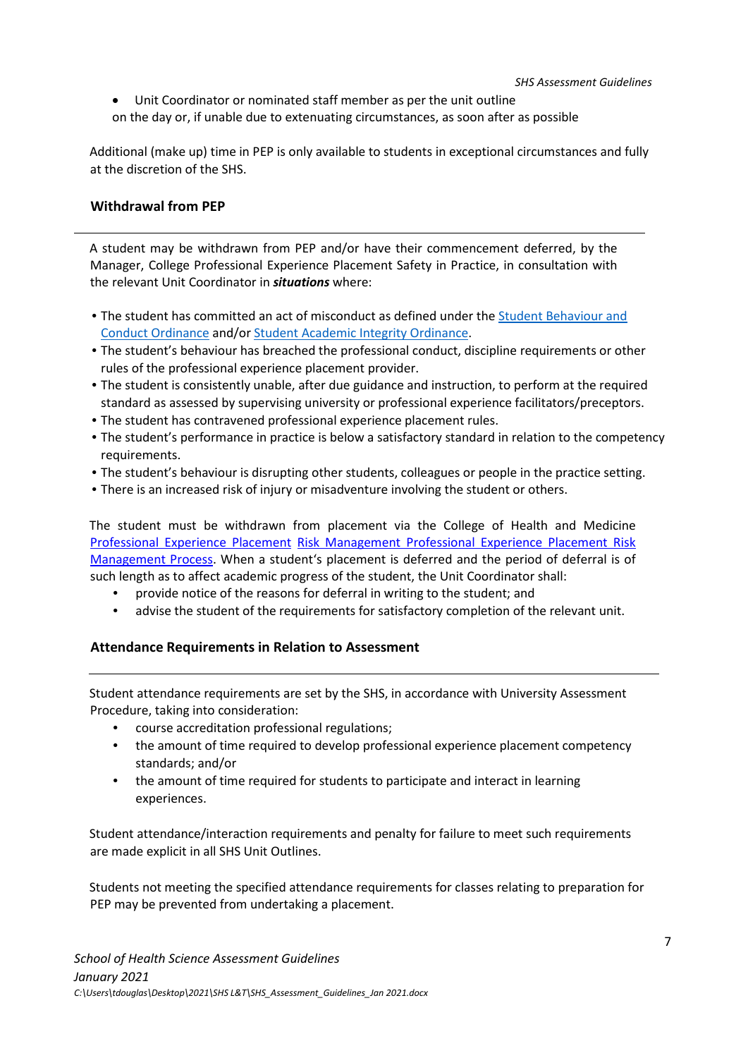- Unit Coordinator or nominated staff member as per the unit outline

on the day or, if unable due to extenuating circumstances, as soon after as possible

Additional (make up) time in PEP is only available to students in exceptional circumstances and fully at the discretion of the SHS.

## Withdrawal from PEP

A student may be withdrawn from PEP and/or have their commencement deferred, by the Manager, College Professional Experience Placement Safety in Practice, in consultation with the relevant Unit Coordinator in ***situations*** where:

- The student has committed an act of misconduct as defined under the Student Behaviour and Conduct Ordinance and/or Student Academic Integrity Ordinance.
- The student's behaviour has breached the professional conduct, discipline requirements or other rules of the professional experience placement provider.
- The student is consistently unable, after due guidance and instruction, to perform at the required standard as assessed by supervising university or professional experience facilitators/preceptors.
- The student has contravened professional experience placement rules.
- The student's performance in practice is below a satisfactory standard in relation to the competency requirements.
- The student's behaviour is disrupting other students, colleagues or people in the practice setting.
- There is an increased risk of injury or misadventure involving the student or others.

The student must be withdrawn from placement via the College of Health and Medicine Professional Experience Placement Risk Management Professional Experience Placement Risk Management Process. When a student's placement is deferred and the period of deferral is of such length as to affect academic progress of the student, the Unit Coordinator shall:

- provide notice of the reasons for deferral in writing to the student; and
- advise the student of the requirements for satisfactory completion of the relevant unit.

## Attendance Requirements in Relation to Assessment

Student attendance requirements are set by the SHS, in accordance with University Assessment Procedure, taking into consideration:

- course accreditation professional regulations;
- the amount of time required to develop professional experience placement competency standards; and/or
- the amount of time required for students to participate and interact in learning experiences.

Student attendance/interaction requirements and penalty for failure to meet such requirements are made explicit in all SHS Unit Outlines.

Students not meeting the specified attendance requirements for classes relating to preparation for PEP may be prevented from undertaking a placement.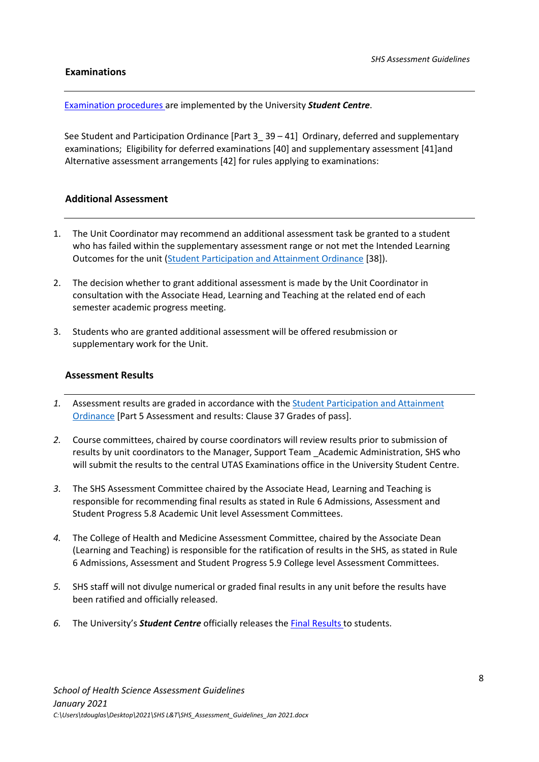## Examinations

Examination procedures are implemented by the University ***Student Centre***.

See Student and Participation Ordinance [Part 3_ 39 – 41] Ordinary, deferred and supplementary examinations; Eligibility for deferred examinations [40] and supplementary assessment [41]and Alternative assessment arrangements [42] for rules applying to examinations:

## Additional Assessment

1. The Unit Coordinator may recommend an additional assessment task be granted to a student who has failed within the supplementary assessment range or not met the Intended Learning Outcomes for the unit (Student Participation and Attainment Ordinance [38]).

2. The decision whether to grant additional assessment is made by the Unit Coordinator in consultation with the Associate Head, Learning and Teaching at the related end of each semester academic progress meeting.

3. Students who are granted additional assessment will be offered resubmission or supplementary work for the Unit.

## Assessment Results

1. Assessment results are graded in accordance with the Student Participation and Attainment Ordinance [Part 5 Assessment and results: Clause 37 Grades of pass].

2. Course committees, chaired by course coordinators will review results prior to submission of results by unit coordinators to the Manager, Support Team _Academic Administration, SHS who will submit the results to the central UTAS Examinations office in the University Student Centre.

3. The SHS Assessment Committee chaired by the Associate Head, Learning and Teaching is responsible for recommending final results as stated in Rule 6 Admissions, Assessment and Student Progress 5.8 Academic Unit level Assessment Committees.

4. The College of Health and Medicine Assessment Committee, chaired by the Associate Dean (Learning and Teaching) is responsible for the ratification of results in the SHS, as stated in Rule 6 Admissions, Assessment and Student Progress 5.9 College level Assessment Committees.

5. SHS staff will not divulge numerical or graded final results in any unit before the results have been ratified and officially released.

6. The University's ***Student Centre*** officially releases the Final Results to students.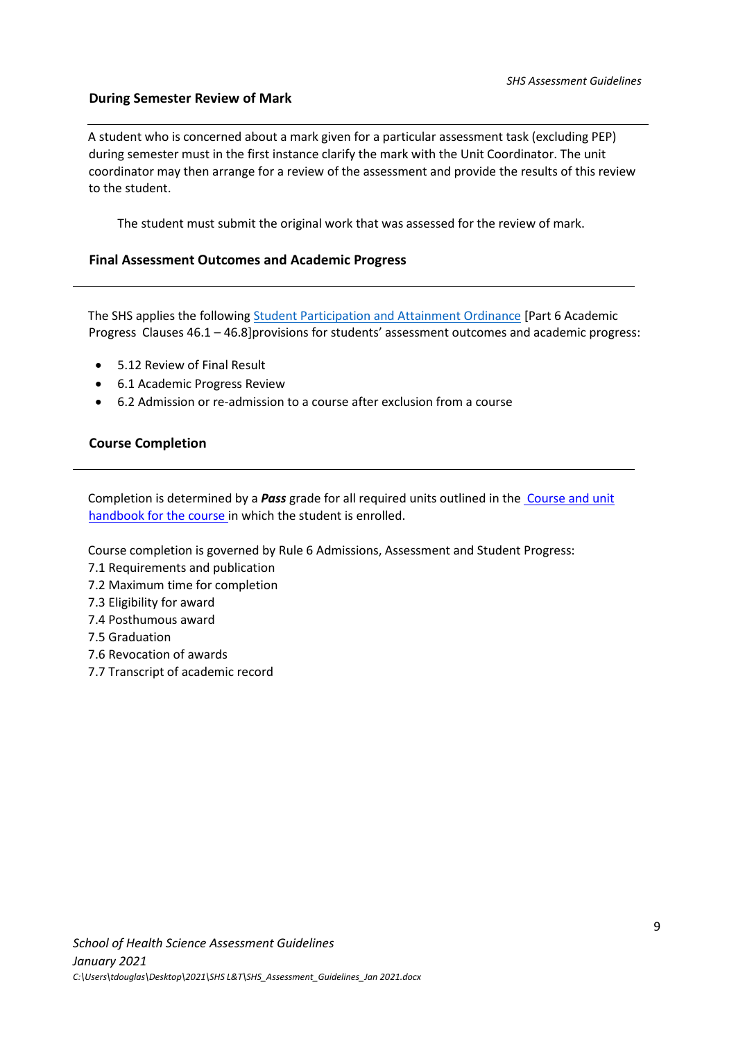## During Semester Review of Mark

A student who is concerned about a mark given for a particular assessment task (excluding PEP) during semester must in the first instance clarify the mark with the Unit Coordinator. The unit coordinator may then arrange for a review of the assessment and provide the results of this review to the student.

The student must submit the original work that was assessed for the review of mark.

## Final Assessment Outcomes and Academic Progress

The SHS applies the following Student Participation and Attainment Ordinance [Part 6 Academic Progress Clauses 46.1 – 46.8]provisions for students' assessment outcomes and academic progress:

- 5.12 Review of Final Result
- 6.1 Academic Progress Review
- 6.2 Admission or re-admission to a course after exclusion from a course

## Course Completion

Completion is determined by a ***Pass*** grade for all required units outlined in the Course and unit handbook for the course in which the student is enrolled.

Course completion is governed by Rule 6 Admissions, Assessment and Student Progress:

7.1 Requirements and publication
7.2 Maximum time for completion
7.3 Eligibility for award
7.4 Posthumous award
7.5 Graduation
7.6 Revocation of awards
7.7 Transcript of academic record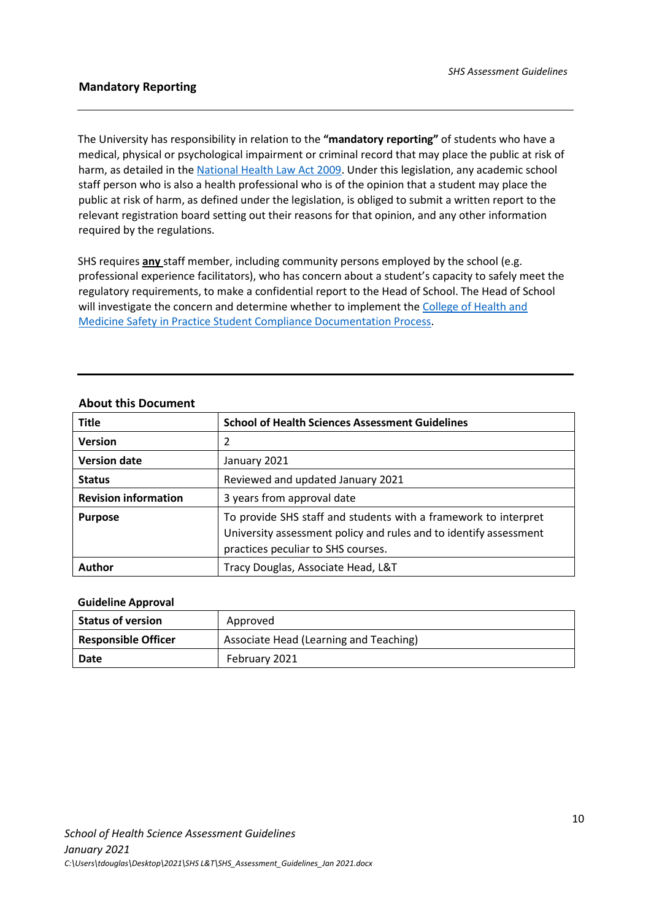## Mandatory Reporting

The University has responsibility in relation to the **"mandatory reporting"** of students who have a medical, physical or psychological impairment or criminal record that may place the public at risk of harm, as detailed in the National Health Law Act 2009. Under this legislation, any academic school staff person who is also a health professional who is of the opinion that a student may place the public at risk of harm, as defined under the legislation, is obliged to submit a written report to the relevant registration board setting out their reasons for that opinion, and any other information required by the regulations.

SHS requires **any** staff member, including community persons employed by the school (e.g. professional experience facilitators), who has concern about a student's capacity to safely meet the regulatory requirements, to make a confidential report to the Head of School. The Head of School will investigate the concern and determine whether to implement the College of Health and Medicine Safety in Practice Student Compliance Documentation Process.

### About this Document

| | |
|---|---|
| **Title** | **School of Health Sciences Assessment Guidelines** |
| **Version** | 2 |
| **Version date** | January 2021 |
| **Status** | Reviewed and updated January 2021 |
| **Revision information** | 3 years from approval date |
| **Purpose** | To provide SHS staff and students with a framework to interpret University assessment policy and rules and to identify assessment practices peculiar to SHS courses. |
| **Author** | Tracy Douglas, Associate Head, L&T |

### Guideline Approval

| | |
|---|---|
| **Status of version** | Approved |
| **Responsible Officer** | Associate Head (Learning and Teaching) |
| **Date** | February 2021 |